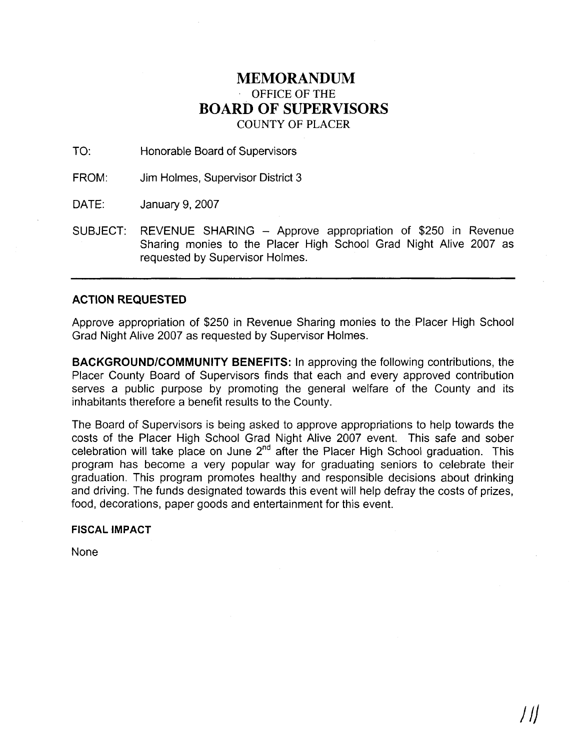# MEMORANDUM

OFFICE OF THE

## BOARD OF SUPERVISORS

COUNTY OF PLACER

TO: Honorable Board of Supervisors

FROM: Jim Holmes, Supervisor District 3

DATE: January 9, 2007

SUBJECT: REVENUE SHARING – Approve appropriation of $250 in Revenue Sharing monies to the Placer High School Grad Night Alive 2007 as requested by Supervisor Holmes.

---

### ACTION REQUESTED

Approve appropriation of $250 in Revenue Sharing monies to the Placer High School Grad Night Alive 2007 as requested by Supervisor Holmes.

**BACKGROUND/COMMUNITY BENEFITS:** In approving the following contributions, the Placer County Board of Supervisors finds that each and every approved contribution serves a public purpose by promoting the general welfare of the County and its inhabitants therefore a benefit results to the County.

The Board of Supervisors is being asked to approve appropriations to help towards the costs of the Placer High School Grad Night Alive 2007 event. This safe and sober celebration will take place on June 2nd after the Placer High School graduation. This program has become a very popular way for graduating seniors to celebrate their graduation. This program promotes healthy and responsible decisions about drinking and driving. The funds designated towards this event will help defray the costs of prizes, food, decorations, paper goods and entertainment for this event.

**FISCAL IMPACT**

None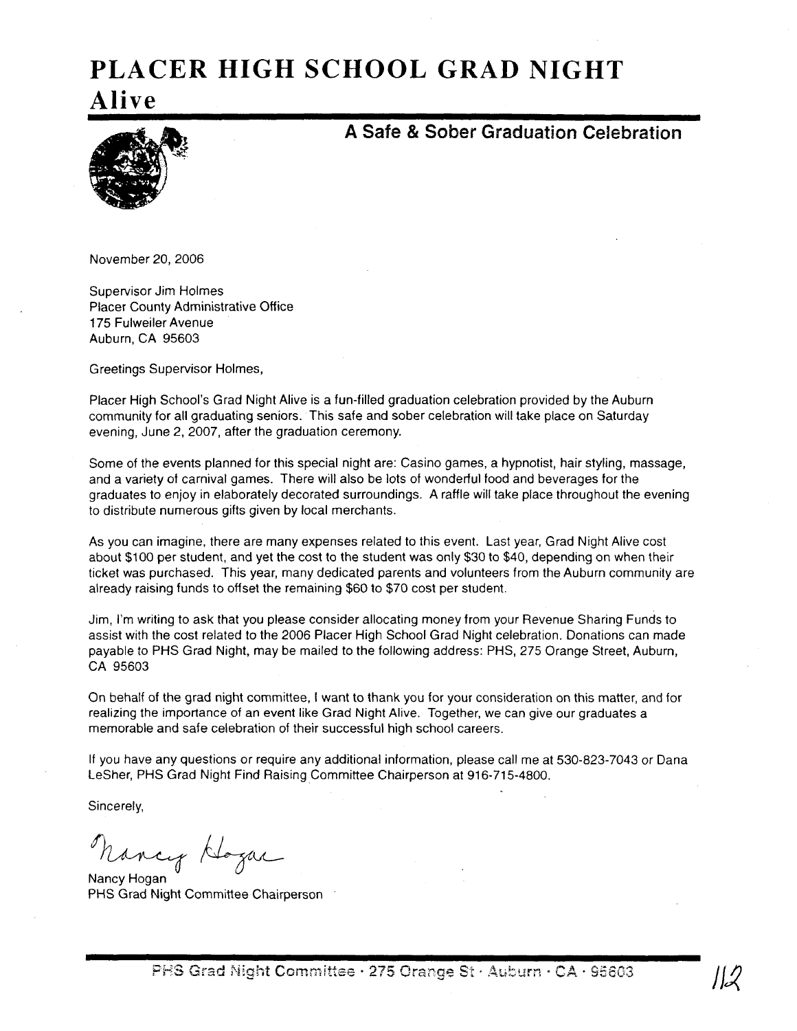# PLACER HIGH SCHOOL GRAD NIGHT Alive

## A Safe & Sober Graduation Celebration

November 20, 2006

Supervisor Jim Holmes
Placer County Administrative Office
175 Fulweiler Avenue
Auburn, CA 95603

Greetings Supervisor Holmes,

Placer High School's Grad Night Alive is a fun-filled graduation celebration provided by the Auburn community for all graduating seniors. This safe and sober celebration will take place on Saturday evening, June 2, 2007, after the graduation ceremony.

Some of the events planned for this special night are: Casino games, a hypnotist, hair styling, massage, and a variety of carnival games. There will also be lots of wonderful food and beverages for the graduates to enjoy in elaborately decorated surroundings. A raffle will take place throughout the evening to distribute numerous gifts given by local merchants.

As you can imagine, there are many expenses related to this event. Last year, Grad Night Alive cost about $100 per student, and yet the cost to the student was only $30 to $40, depending on when their ticket was purchased. This year, many dedicated parents and volunteers from the Auburn community are already raising funds to offset the remaining $60 to $70 cost per student.

Jim, I'm writing to ask that you please consider allocating money from your Revenue Sharing Funds to assist with the cost related to the 2006 Placer High School Grad Night celebration. Donations can made payable to PHS Grad Night, may be mailed to the following address: PHS, 275 Orange Street, Auburn, CA 95603

On behalf of the grad night committee, I want to thank you for your consideration on this matter, and for realizing the importance of an event like Grad Night Alive. Together, we can give our graduates a memorable and safe celebration of their successful high school careers.

If you have any questions or require any additional information, please call me at 530-823-7043 or Dana LeSher, PHS Grad Night Find Raising Committee Chairperson at 916-715-4800.

Sincerely,

Nancy Hogan

Nancy Hogan
PHS Grad Night Committee Chairperson

PHS Grad Night Committee · 275 Orange St · Auburn · CA · 95603